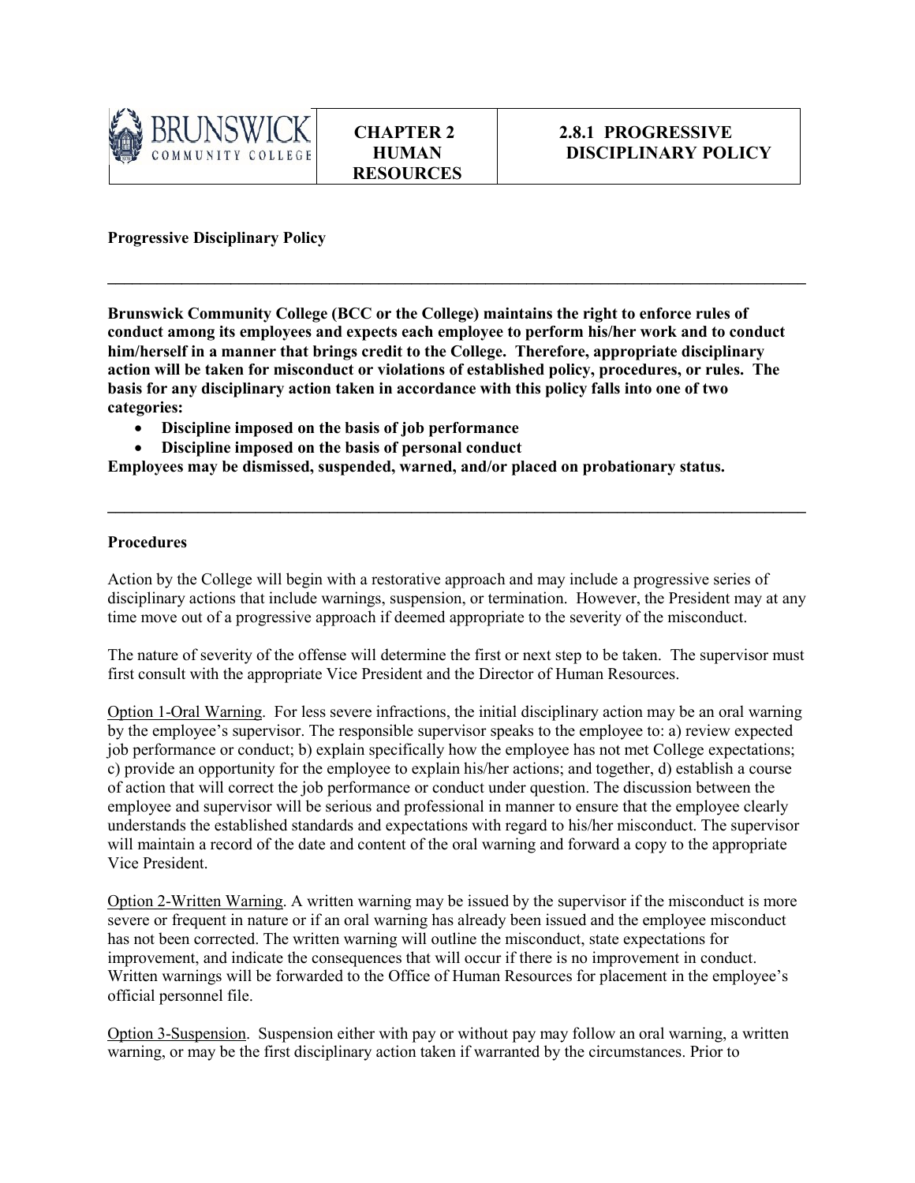| BRUNSWICK COMMUNITY COLLEGE | CHAPTER 2 HUMAN RESOURCES | 2.8.1 PROGRESSIVE DISCIPLINARY POLICY |
|---|---|---|

**Progressive Disciplinary Policy**

---

**Brunswick Community College (BCC or the College) maintains the right to enforce rules of conduct among its employees and expects each employee to perform his/her work and to conduct him/herself in a manner that brings credit to the College. Therefore, appropriate disciplinary action will be taken for misconduct or violations of established policy, procedures, or rules. The basis for any disciplinary action taken in accordance with this policy falls into one of two categories:**

- **Discipline imposed on the basis of job performance**
- **Discipline imposed on the basis of personal conduct**

**Employees may be dismissed, suspended, warned, and/or placed on probationary status.**

---

**Procedures**

Action by the College will begin with a restorative approach and may include a progressive series of disciplinary actions that include warnings, suspension, or termination. However, the President may at any time move out of a progressive approach if deemed appropriate to the severity of the misconduct.

The nature of severity of the offense will determine the first or next step to be taken. The supervisor must first consult with the appropriate Vice President and the Director of Human Resources.

Option 1-Oral Warning. For less severe infractions, the initial disciplinary action may be an oral warning by the employee's supervisor. The responsible supervisor speaks to the employee to: a) review expected job performance or conduct; b) explain specifically how the employee has not met College expectations; c) provide an opportunity for the employee to explain his/her actions; and together, d) establish a course of action that will correct the job performance or conduct under question. The discussion between the employee and supervisor will be serious and professional in manner to ensure that the employee clearly understands the established standards and expectations with regard to his/her misconduct. The supervisor will maintain a record of the date and content of the oral warning and forward a copy to the appropriate Vice President.

Option 2-Written Warning. A written warning may be issued by the supervisor if the misconduct is more severe or frequent in nature or if an oral warning has already been issued and the employee misconduct has not been corrected. The written warning will outline the misconduct, state expectations for improvement, and indicate the consequences that will occur if there is no improvement in conduct. Written warnings will be forwarded to the Office of Human Resources for placement in the employee's official personnel file.

Option 3-Suspension. Suspension either with pay or without pay may follow an oral warning, a written warning, or may be the first disciplinary action taken if warranted by the circumstances. Prior to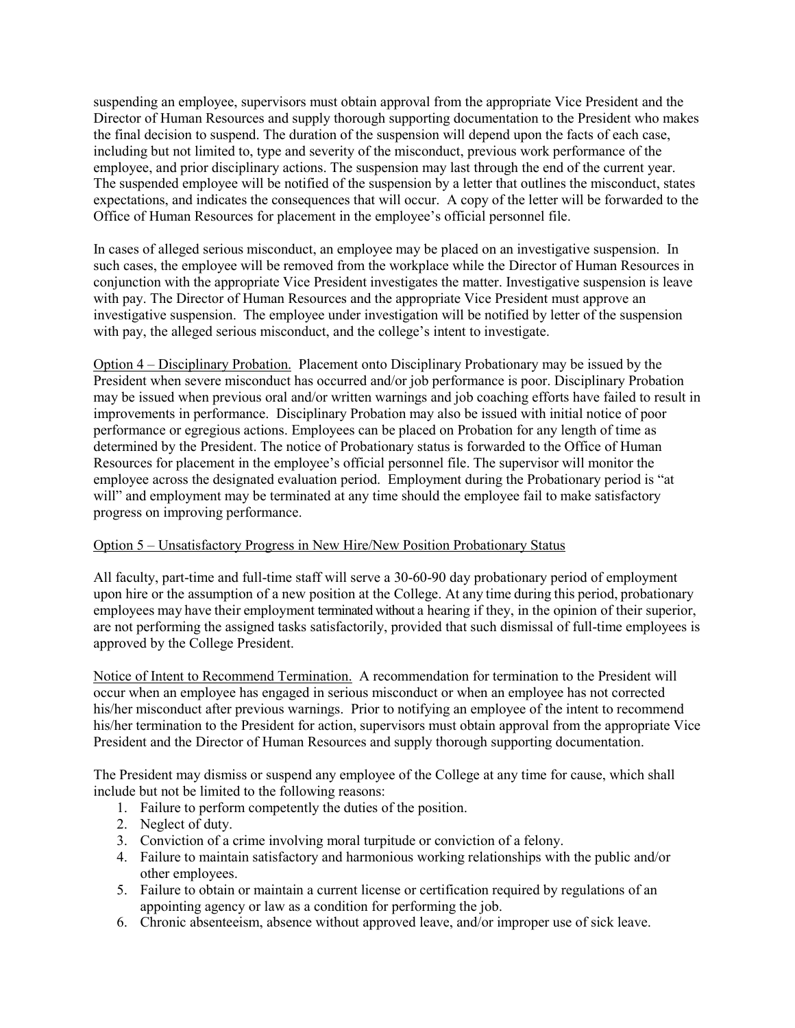suspending an employee, supervisors must obtain approval from the appropriate Vice President and the Director of Human Resources and supply thorough supporting documentation to the President who makes the final decision to suspend. The duration of the suspension will depend upon the facts of each case, including but not limited to, type and severity of the misconduct, previous work performance of the employee, and prior disciplinary actions. The suspension may last through the end of the current year. The suspended employee will be notified of the suspension by a letter that outlines the misconduct, states expectations, and indicates the consequences that will occur. A copy of the letter will be forwarded to the Office of Human Resources for placement in the employee's official personnel file.

In cases of alleged serious misconduct, an employee may be placed on an investigative suspension. In such cases, the employee will be removed from the workplace while the Director of Human Resources in conjunction with the appropriate Vice President investigates the matter. Investigative suspension is leave with pay. The Director of Human Resources and the appropriate Vice President must approve an investigative suspension. The employee under investigation will be notified by letter of the suspension with pay, the alleged serious misconduct, and the college's intent to investigate.

Option 4 – Disciplinary Probation. Placement onto Disciplinary Probationary may be issued by the President when severe misconduct has occurred and/or job performance is poor. Disciplinary Probation may be issued when previous oral and/or written warnings and job coaching efforts have failed to result in improvements in performance. Disciplinary Probation may also be issued with initial notice of poor performance or egregious actions. Employees can be placed on Probation for any length of time as determined by the President. The notice of Probationary status is forwarded to the Office of Human Resources for placement in the employee's official personnel file. The supervisor will monitor the employee across the designated evaluation period. Employment during the Probationary period is "at will" and employment may be terminated at any time should the employee fail to make satisfactory progress on improving performance.

Option 5 – Unsatisfactory Progress in New Hire/New Position Probationary Status

All faculty, part-time and full-time staff will serve a 30-60-90 day probationary period of employment upon hire or the assumption of a new position at the College. At any time during this period, probationary employees may have their employment terminated without a hearing if they, in the opinion of their superior, are not performing the assigned tasks satisfactorily, provided that such dismissal of full-time employees is approved by the College President.

Notice of Intent to Recommend Termination. A recommendation for termination to the President will occur when an employee has engaged in serious misconduct or when an employee has not corrected his/her misconduct after previous warnings. Prior to notifying an employee of the intent to recommend his/her termination to the President for action, supervisors must obtain approval from the appropriate Vice President and the Director of Human Resources and supply thorough supporting documentation.

The President may dismiss or suspend any employee of the College at any time for cause, which shall include but not be limited to the following reasons:

1. Failure to perform competently the duties of the position.
2. Neglect of duty.
3. Conviction of a crime involving moral turpitude or conviction of a felony.
4. Failure to maintain satisfactory and harmonious working relationships with the public and/or other employees.
5. Failure to obtain or maintain a current license or certification required by regulations of an appointing agency or law as a condition for performing the job.
6. Chronic absenteeism, absence without approved leave, and/or improper use of sick leave.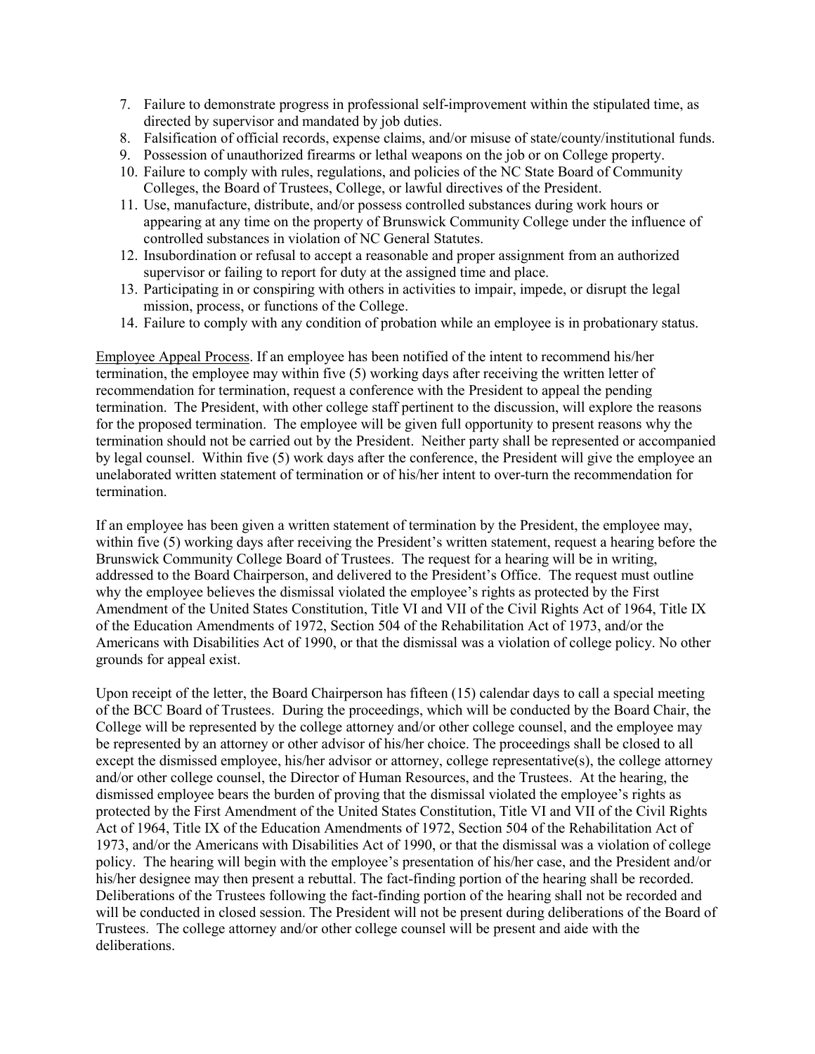7. Failure to demonstrate progress in professional self-improvement within the stipulated time, as directed by supervisor and mandated by job duties.
8. Falsification of official records, expense claims, and/or misuse of state/county/institutional funds.
9. Possession of unauthorized firearms or lethal weapons on the job or on College property.
10. Failure to comply with rules, regulations, and policies of the NC State Board of Community Colleges, the Board of Trustees, College, or lawful directives of the President.
11. Use, manufacture, distribute, and/or possess controlled substances during work hours or appearing at any time on the property of Brunswick Community College under the influence of controlled substances in violation of NC General Statutes.
12. Insubordination or refusal to accept a reasonable and proper assignment from an authorized supervisor or failing to report for duty at the assigned time and place.
13. Participating in or conspiring with others in activities to impair, impede, or disrupt the legal mission, process, or functions of the College.
14. Failure to comply with any condition of probation while an employee is in probationary status.

<u>Employee Appeal Process</u>. If an employee has been notified of the intent to recommend his/her termination, the employee may within five (5) working days after receiving the written letter of recommendation for termination, request a conference with the President to appeal the pending termination. The President, with other college staff pertinent to the discussion, will explore the reasons for the proposed termination. The employee will be given full opportunity to present reasons why the termination should not be carried out by the President. Neither party shall be represented or accompanied by legal counsel. Within five (5) work days after the conference, the President will give the employee an unelaborated written statement of termination or of his/her intent to over-turn the recommendation for termination.

If an employee has been given a written statement of termination by the President, the employee may, within five (5) working days after receiving the President's written statement, request a hearing before the Brunswick Community College Board of Trustees. The request for a hearing will be in writing, addressed to the Board Chairperson, and delivered to the President's Office. The request must outline why the employee believes the dismissal violated the employee's rights as protected by the First Amendment of the United States Constitution, Title VI and VII of the Civil Rights Act of 1964, Title IX of the Education Amendments of 1972, Section 504 of the Rehabilitation Act of 1973, and/or the Americans with Disabilities Act of 1990, or that the dismissal was a violation of college policy. No other grounds for appeal exist.

Upon receipt of the letter, the Board Chairperson has fifteen (15) calendar days to call a special meeting of the BCC Board of Trustees. During the proceedings, which will be conducted by the Board Chair, the College will be represented by the college attorney and/or other college counsel, and the employee may be represented by an attorney or other advisor of his/her choice. The proceedings shall be closed to all except the dismissed employee, his/her advisor or attorney, college representative(s), the college attorney and/or other college counsel, the Director of Human Resources, and the Trustees. At the hearing, the dismissed employee bears the burden of proving that the dismissal violated the employee's rights as protected by the First Amendment of the United States Constitution, Title VI and VII of the Civil Rights Act of 1964, Title IX of the Education Amendments of 1972, Section 504 of the Rehabilitation Act of 1973, and/or the Americans with Disabilities Act of 1990, or that the dismissal was a violation of college policy. The hearing will begin with the employee's presentation of his/her case, and the President and/or his/her designee may then present a rebuttal. The fact-finding portion of the hearing shall be recorded. Deliberations of the Trustees following the fact-finding portion of the hearing shall not be recorded and will be conducted in closed session. The President will not be present during deliberations of the Board of Trustees. The college attorney and/or other college counsel will be present and aide with the deliberations.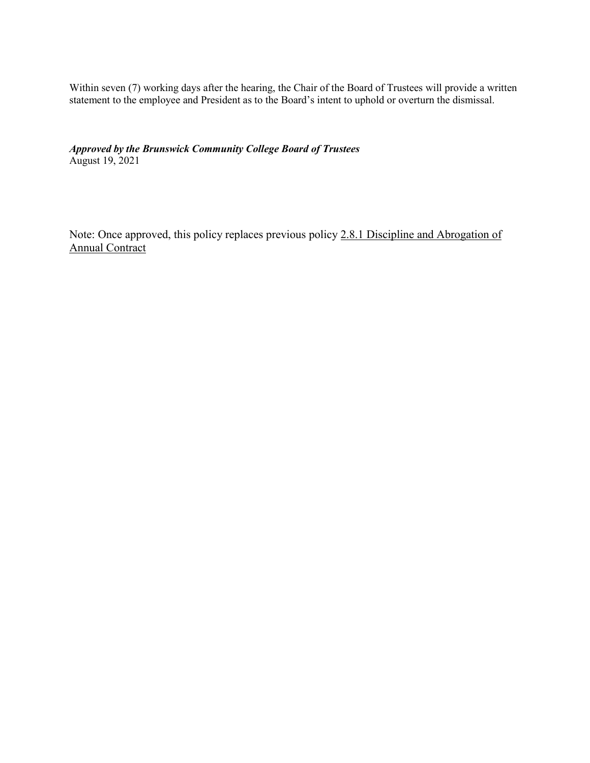Within seven (7) working days after the hearing, the Chair of the Board of Trustees will provide a written statement to the employee and President as to the Board's intent to uphold or overturn the dismissal.

***Approved by the Brunswick Community College Board of Trustees***
August 19, 2021

Note: Once approved, this policy replaces previous policy 2.8.1 Discipline and Abrogation of Annual Contract